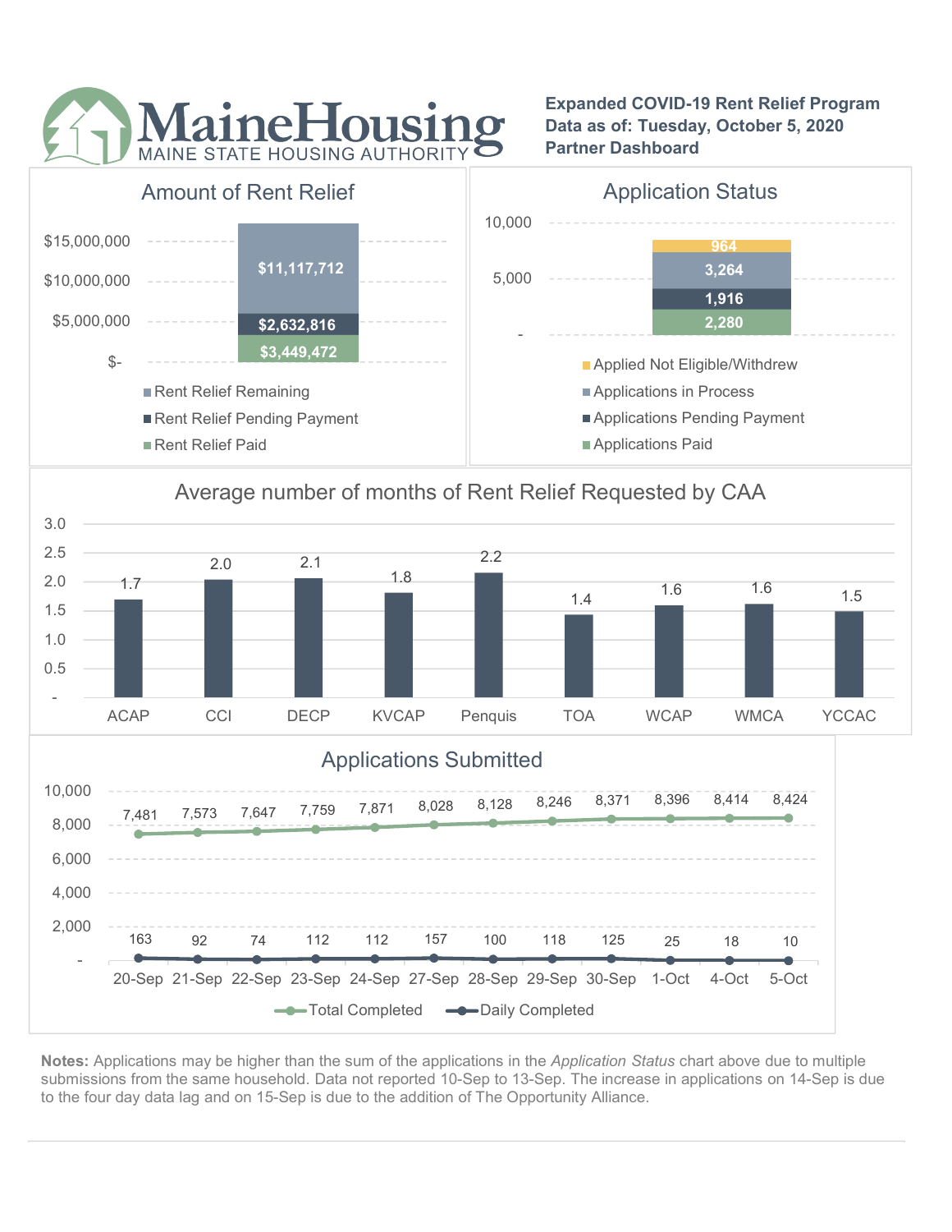# MaineHousing

MAINE STATE HOUSING AUTHORITY

**Expanded COVID-19 Rent Relief Program**
**Data as of: Tuesday, October 5, 2020**
**Partner Dashboard**

## Amount of Rent Relief

| Category | Amount |
|---|---|
| Rent Relief Remaining | $11,117,712 |
| Rent Relief Pending Payment | $2,632,816 |
| Rent Relief Paid | $3,449,472 |

## Application Status

| Category | Count |
|---|---|
| Applied Not Eligible/Withdrew | 964 |
| Applications in Process | 3,264 |
| Applications Pending Payment | 1,916 |
| Applications Paid | 2,280 |

## Average number of months of Rent Relief Requested by CAA

| CAA | Average Months |
|---|---|
| ACAP | 1.7 |
| CCI | 2.0 |
| DECP | 2.1 |
| KVCAP | 1.8 |
| Penquis | 2.2 |
| TOA | 1.4 |
| WCAP | 1.6 |
| WMCA | 1.6 |
| YCCAC | 1.5 |

## Applications Submitted

| Date | Total Completed | Daily Completed |
|---|---|---|
| 20-Sep | 7,481 | 163 |
| 21-Sep | 7,573 | 92 |
| 22-Sep | 7,647 | 74 |
| 23-Sep | 7,759 | 112 |
| 24-Sep | 7,871 | 112 |
| 27-Sep | 8,028 | 157 |
| 28-Sep | 8,128 | 100 |
| 29-Sep | 8,246 | 118 |
| 30-Sep | 8,371 | 125 |
| 1-Oct | 8,396 | 25 |
| 4-Oct | 8,414 | 18 |
| 5-Oct | 8,424 | 10 |

**Notes:** Applications may be higher than the sum of the applications in the *Application Status* chart above due to multiple submissions from the same household. Data not reported 10-Sep to 13-Sep. The increase in applications on 14-Sep is due to the four day data lag and on 15-Sep is due to the addition of The Opportunity Alliance.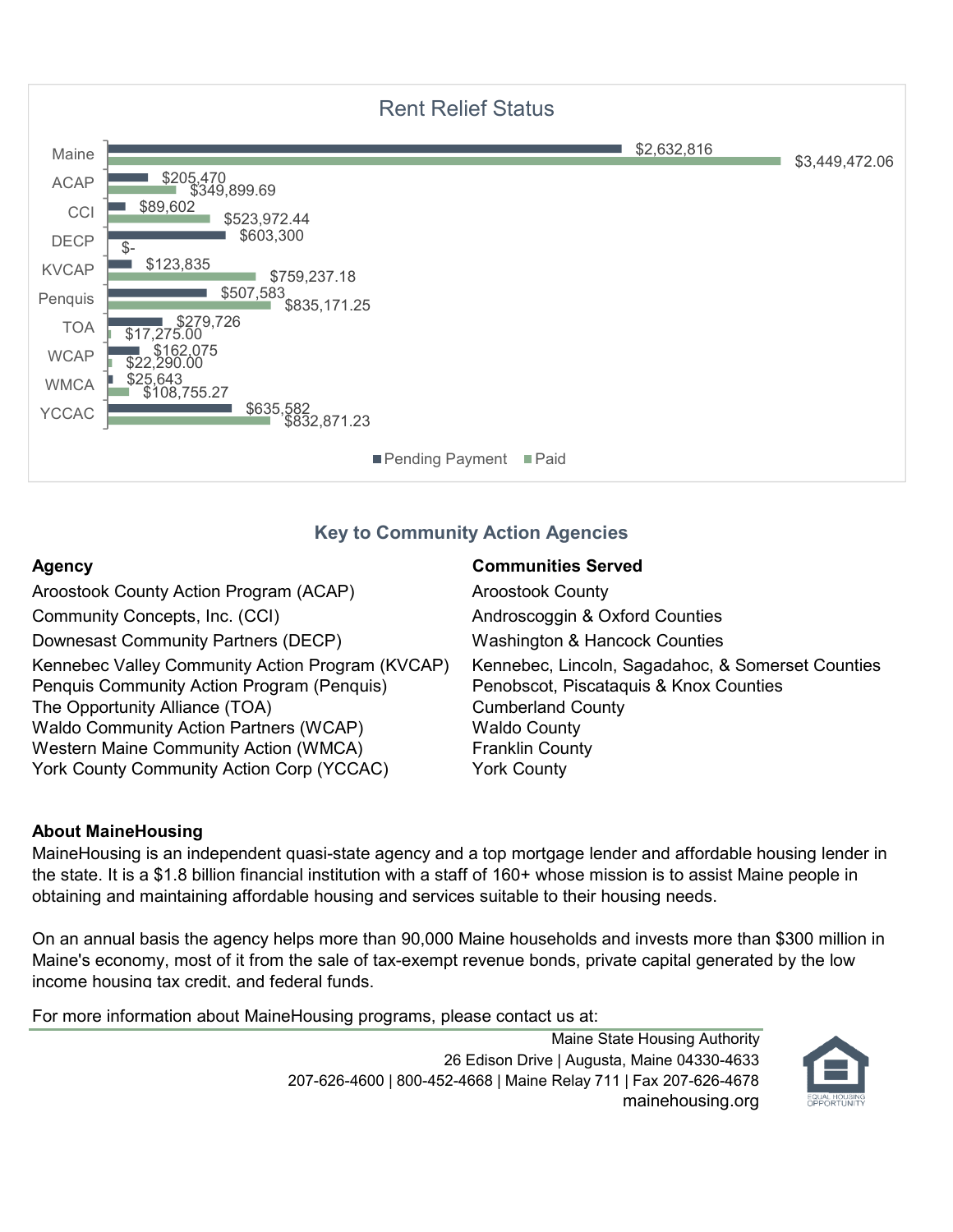## Rent Relief Status

Maine
$2,632,816
$3,449,472.06

ACAP
$205,470
$349,899.69

CCI
$89,602
$523,972.44

DECP
$603,300
$-

KVCAP
$123,835
$759,237.18

Penquis
$507,583
$835,171.25

TOA
$279,726
$17,275.00

WCAP
$162,075
$22,290.00

WMCA
$25,643
$108,755.27

YCCAC
$635,582
$832,871.23

Pending Payment
Paid

## Key to Community Action Agencies

| Agency | Communities Served |
| --- | --- |
| Aroostook County Action Program (ACAP) | Aroostook County |
| Community Concepts, Inc. (CCI) | Androscoggin & Oxford Counties |
| Downesast Community Partners (DECP) | Washington & Hancock Counties |
| Kennebec Valley Community Action Program (KVCAP) | Kennebec, Lincoln, Sagadahoc, & Somerset Counties |
| Penquis Community Action Program (Penquis) | Penobscot, Piscataquis & Knox Counties |
| The Opportunity Alliance (TOA) | Cumberland County |
| Waldo Community Action Partners (WCAP) | Waldo County |
| Western Maine Community Action (WMCA) | Franklin County |
| York County Community Action Corp (YCCAC) | York County |

**About MaineHousing**

MaineHousing is an independent quasi-state agency and a top mortgage lender and affordable housing lender in the state. It is a $1.8 billion financial institution with a staff of 160+ whose mission is to assist Maine people in obtaining and maintaining affordable housing and services suitable to their housing needs.

On an annual basis the agency helps more than 90,000 Maine households and invests more than $300 million in Maine's economy, most of it from the sale of tax-exempt revenue bonds, private capital generated by the low income housing tax credit, and federal funds.

For more information about MaineHousing programs, please contact us at:

Maine State Housing Authority
26 Edison Drive | Augusta, Maine 04330-4633
207-626-4600 | 800-452-4668 | Maine Relay 711 | Fax 207-626-4678
mainehousing.org

EQUAL HOUSING OPPORTUNITY